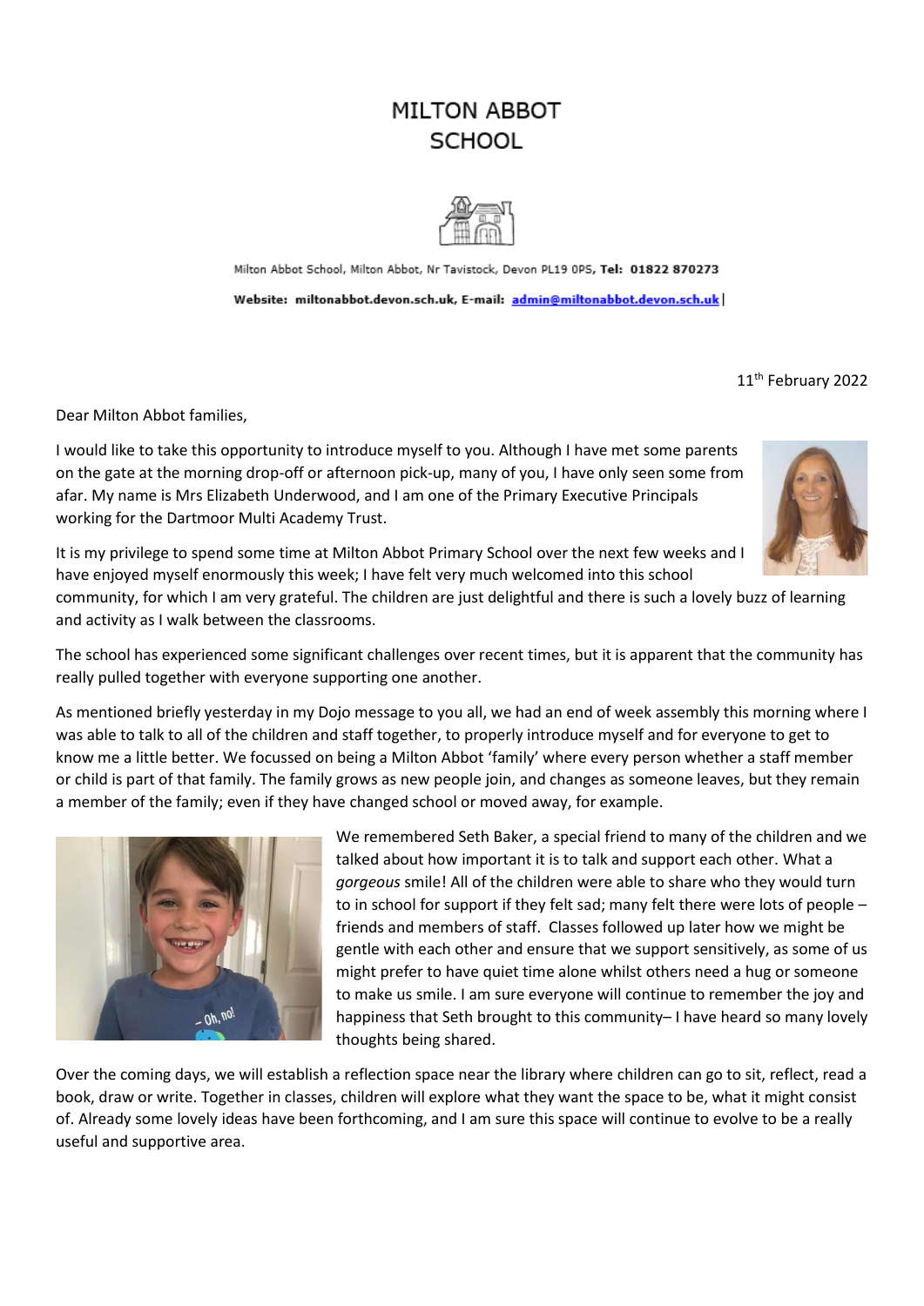# MILTON ABBOT SCHOOL

Milton Abbot School, Milton Abbot, Nr Tavistock, Devon PL19 0PS, **Tel: 01822 870273**

**Website: miltonabbot.devon.sch.uk, E-mail: admin@miltonabbot.devon.sch.uk**

11th February 2022

Dear Milton Abbot families,

I would like to take this opportunity to introduce myself to you. Although I have met some parents on the gate at the morning drop-off or afternoon pick-up, many of you, I have only seen some from afar. My name is Mrs Elizabeth Underwood, and I am one of the Primary Executive Principals working for the Dartmoor Multi Academy Trust.

It is my privilege to spend some time at Milton Abbot Primary School over the next few weeks and I have enjoyed myself enormously this week; I have felt very much welcomed into this school community, for which I am very grateful. The children are just delightful and there is such a lovely buzz of learning and activity as I walk between the classrooms.

The school has experienced some significant challenges over recent times, but it is apparent that the community has really pulled together with everyone supporting one another.

As mentioned briefly yesterday in my Dojo message to you all, we had an end of week assembly this morning where I was able to talk to all of the children and staff together, to properly introduce myself and for everyone to get to know me a little better. We focussed on being a Milton Abbot 'family' where every person whether a staff member or child is part of that family. The family grows as new people join, and changes as someone leaves, but they remain a member of the family; even if they have changed school or moved away, for example.

We remembered Seth Baker, a special friend to many of the children and we talked about how important it is to talk and support each other. What a *gorgeous* smile! All of the children were able to share who they would turn to in school for support if they felt sad; many felt there were lots of people – friends and members of staff. Classes followed up later how we might be gentle with each other and ensure that we support sensitively, as some of us might prefer to have quiet time alone whilst others need a hug or someone to make us smile. I am sure everyone will continue to remember the joy and happiness that Seth brought to this community– I have heard so many lovely thoughts being shared.

Over the coming days, we will establish a reflection space near the library where children can go to sit, reflect, read a book, draw or write. Together in classes, children will explore what they want the space to be, what it might consist of. Already some lovely ideas have been forthcoming, and I am sure this space will continue to evolve to be a really useful and supportive area.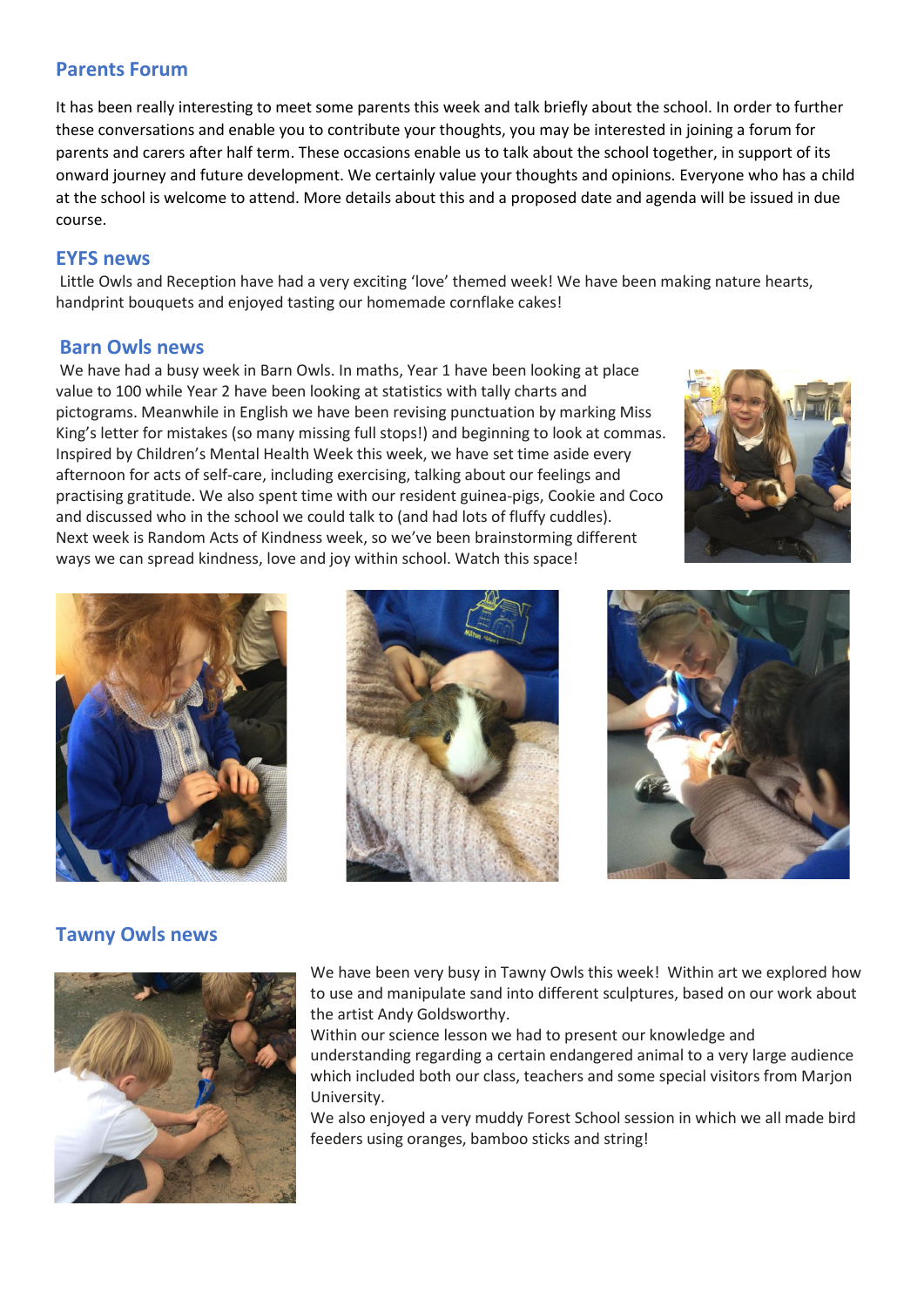## Parents Forum

It has been really interesting to meet some parents this week and talk briefly about the school. In order to further these conversations and enable you to contribute your thoughts, you may be interested in joining a forum for parents and carers after half term. These occasions enable us to talk about the school together, in support of its onward journey and future development. We certainly value your thoughts and opinions. Everyone who has a child at the school is welcome to attend. More details about this and a proposed date and agenda will be issued in due course.

## EYFS news

Little Owls and Reception have had a very exciting 'love' themed week! We have been making nature hearts, handprint bouquets and enjoyed tasting our homemade cornflake cakes!

## Barn Owls news

We have had a busy week in Barn Owls. In maths, Year 1 have been looking at place value to 100 while Year 2 have been looking at statistics with tally charts and pictograms. Meanwhile in English we have been revising punctuation by marking Miss King's letter for mistakes (so many missing full stops!) and beginning to look at commas. Inspired by Children's Mental Health Week this week, we have set time aside every afternoon for acts of self-care, including exercising, talking about our feelings and practising gratitude. We also spent time with our resident guinea-pigs, Cookie and Coco and discussed who in the school we could talk to (and had lots of fluffy cuddles). Next week is Random Acts of Kindness week, so we've been brainstorming different ways we can spread kindness, love and joy within school. Watch this space!

## Tawny Owls news

We have been very busy in Tawny Owls this week! Within art we explored how to use and manipulate sand into different sculptures, based on our work about the artist Andy Goldsworthy.

Within our science lesson we had to present our knowledge and understanding regarding a certain endangered animal to a very large audience which included both our class, teachers and some special visitors from Marjon University.

We also enjoyed a very muddy Forest School session in which we all made bird feeders using oranges, bamboo sticks and string!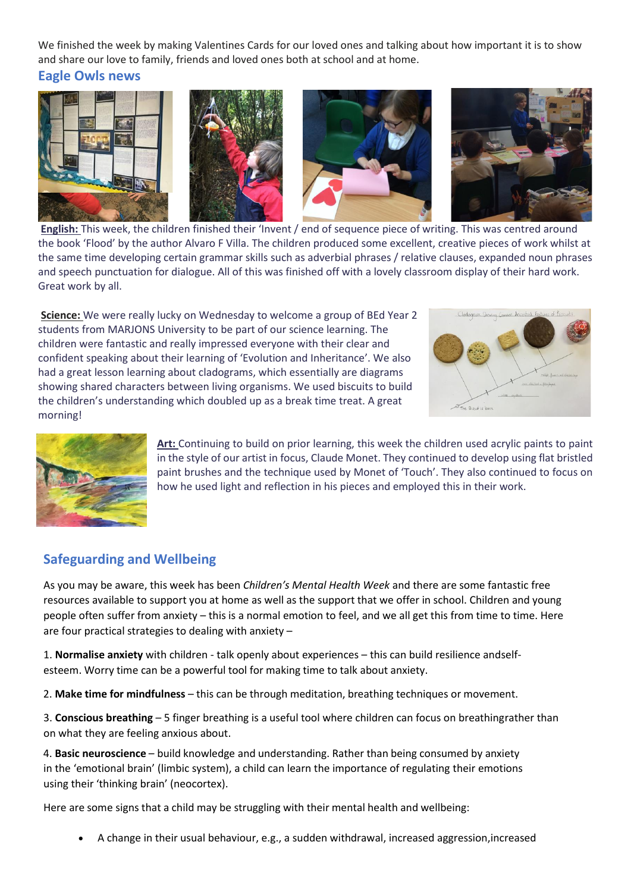We finished the week by making Valentines Cards for our loved ones and talking about how important it is to show and share our love to family, friends and loved ones both at school and at home.

## Eagle Owls news

**English:** This week, the children finished their 'Invent / end of sequence piece of writing. This was centred around the book 'Flood' by the author Alvaro F Villa. The children produced some excellent, creative pieces of work whilst at the same time developing certain grammar skills such as adverbial phrases / relative clauses, expanded noun phrases and speech punctuation for dialogue. All of this was finished off with a lovely classroom display of their hard work. Great work by all.

**Science:** We were really lucky on Wednesday to welcome a group of BEd Year 2 students from MARJONS University to be part of our science learning. The children were fantastic and really impressed everyone with their clear and confident speaking about their learning of 'Evolution and Inheritance'. We also had a great lesson learning about cladograms, which essentially are diagrams showing shared characters between living organisms. We used biscuits to build the children's understanding which doubled up as a break time treat. A great morning!

**Art:** Continuing to build on prior learning, this week the children used acrylic paints to paint in the style of our artist in focus, Claude Monet. They continued to develop using flat bristled paint brushes and the technique used by Monet of 'Touch'. They also continued to focus on how he used light and reflection in his pieces and employed this in their work.

## Safeguarding and Wellbeing

As you may be aware, this week has been *Children's Mental Health Week* and there are some fantastic free resources available to support you at home as well as the support that we offer in school. Children and young people often suffer from anxiety – this is a normal emotion to feel, and we all get this from time to time. Here are four practical strategies to dealing with anxiety –

1. **Normalise anxiety** with children - talk openly about experiences – this can build resilience andself-esteem. Worry time can be a powerful tool for making time to talk about anxiety.

2. **Make time for mindfulness** – this can be through meditation, breathing techniques or movement.

3. **Conscious breathing** – 5 finger breathing is a useful tool where children can focus on breathingrather than on what they are feeling anxious about.

4. **Basic neuroscience** – build knowledge and understanding. Rather than being consumed by anxiety in the 'emotional brain' (limbic system), a child can learn the importance of regulating their emotions using their 'thinking brain' (neocortex).

Here are some signs that a child may be struggling with their mental health and wellbeing:

- A change in their usual behaviour, e.g., a sudden withdrawal, increased aggression,increased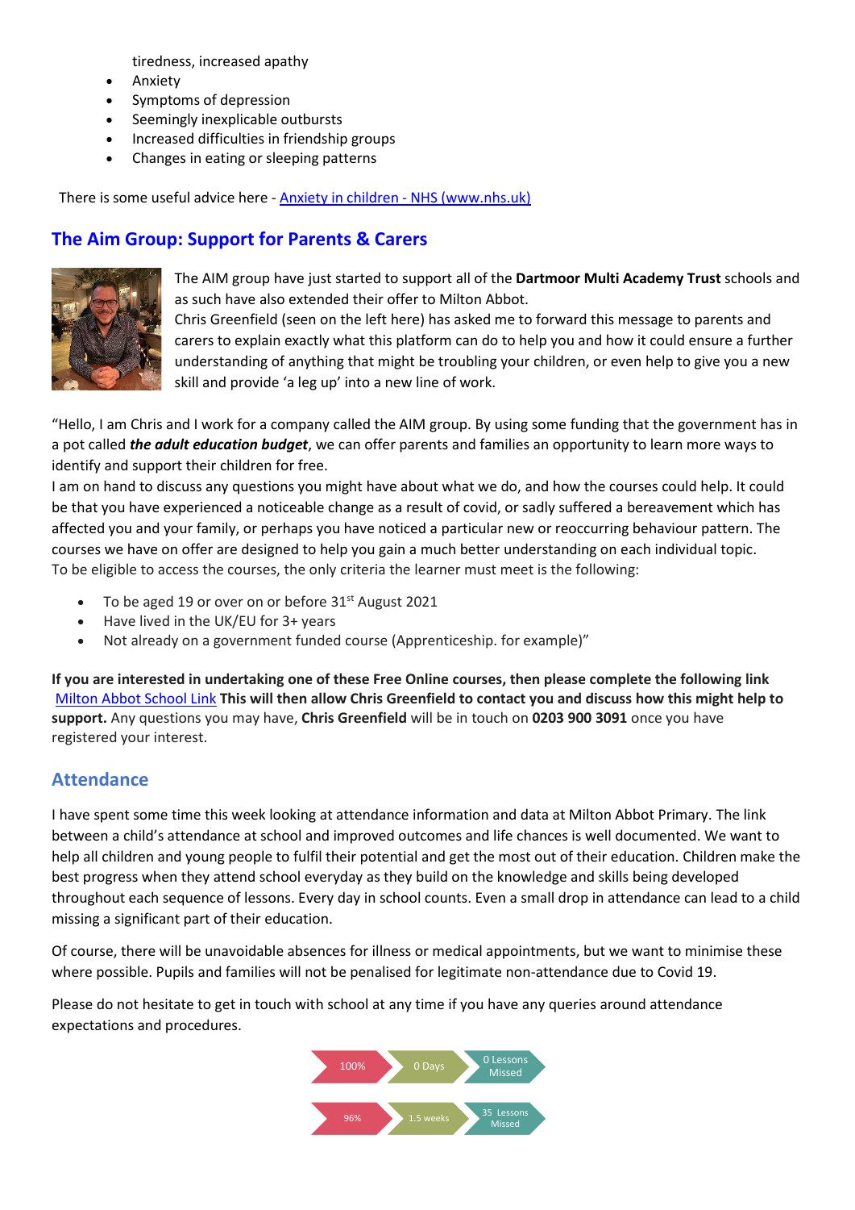tiredness, increased apathy

- Anxiety
- Symptoms of depression
- Seemingly inexplicable outbursts
- Increased difficulties in friendship groups
- Changes in eating or sleeping patterns

There is some useful advice here - [Anxiety in children - NHS (www.nhs.uk)]

## The Aim Group: Support for Parents & Carers

The AIM group have just started to support all of the **Dartmoor Multi Academy Trust** schools and as such have also extended their offer to Milton Abbot.
Chris Greenfield (seen on the left here) has asked me to forward this message to parents and carers to explain exactly what this platform can do to help you and how it could ensure a further understanding of anything that might be troubling your children, or even help to give you a new skill and provide 'a leg up' into a new line of work.

"Hello, I am Chris and I work for a company called the AIM group. By using some funding that the government has in a pot called ***the adult education budget***, we can offer parents and families an opportunity to learn more ways to identify and support their children for free.
I am on hand to discuss any questions you might have about what we do, and how the courses could help. It could be that you have experienced a noticeable change as a result of covid, or sadly suffered a bereavement which has affected you and your family, or perhaps you have noticed a particular new or reoccurring behaviour pattern. The courses we have on offer are designed to help you gain a much better understanding on each individual topic.
To be eligible to access the courses, the only criteria the learner must meet is the following:

- To be aged 19 or over on or before 31st August 2021
- Have lived in the UK/EU for 3+ years
- Not already on a government funded course (Apprenticeship. for example)"

**If you are interested in undertaking one of these Free Online courses, then please complete the following link** [Milton Abbot School Link] **This will then allow Chris Greenfield to contact you and discuss how this might help to support.** Any questions you may have, **Chris Greenfield** will be in touch on **0203 900 3091** once you have registered your interest.

## Attendance

I have spent some time this week looking at attendance information and data at Milton Abbot Primary. The link between a child's attendance at school and improved outcomes and life chances is well documented. We want to help all children and young people to fulfil their potential and get the most out of their education. Children make the best progress when they attend school everyday as they build on the knowledge and skills being developed throughout each sequence of lessons. Every day in school counts. Even a small drop in attendance can lead to a child missing a significant part of their education.

Of course, there will be unavoidable absences for illness or medical appointments, but we want to minimise these where possible. Pupils and families will not be penalised for legitimate non-attendance due to Covid 19.

Please do not hesitate to get in touch with school at any time if you have any queries around attendance expectations and procedures.

| Attendance | Days | Lessons Missed |
|---|---|---|
| 100% | 0 Days | 0 Lessons Missed |
| 96% | 1.5 weeks | 35 Lessons Missed |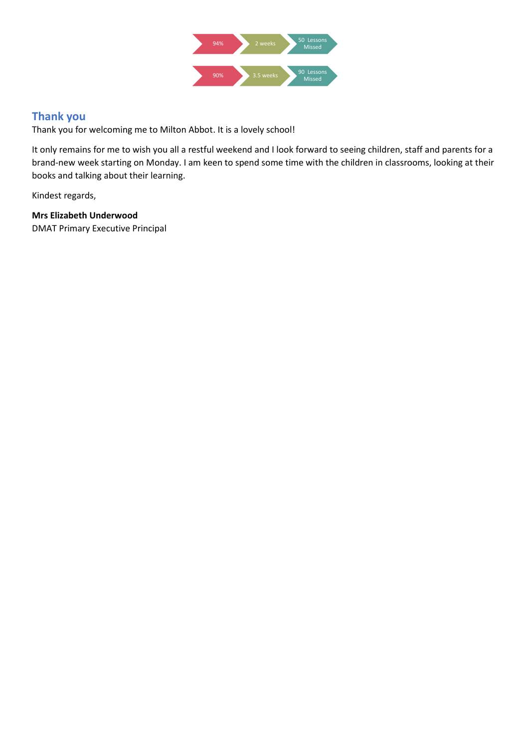94%

2 weeks

50 Lessons Missed

90%

3.5 weeks

90 Lessons Missed

## Thank you

Thank you for welcoming me to Milton Abbot. It is a lovely school!

It only remains for me to wish you all a restful weekend and I look forward to seeing children, staff and parents for a brand-new week starting on Monday. I am keen to spend some time with the children in classrooms, looking at their books and talking about their learning.

Kindest regards,

**Mrs Elizabeth Underwood**
DMAT Primary Executive Principal